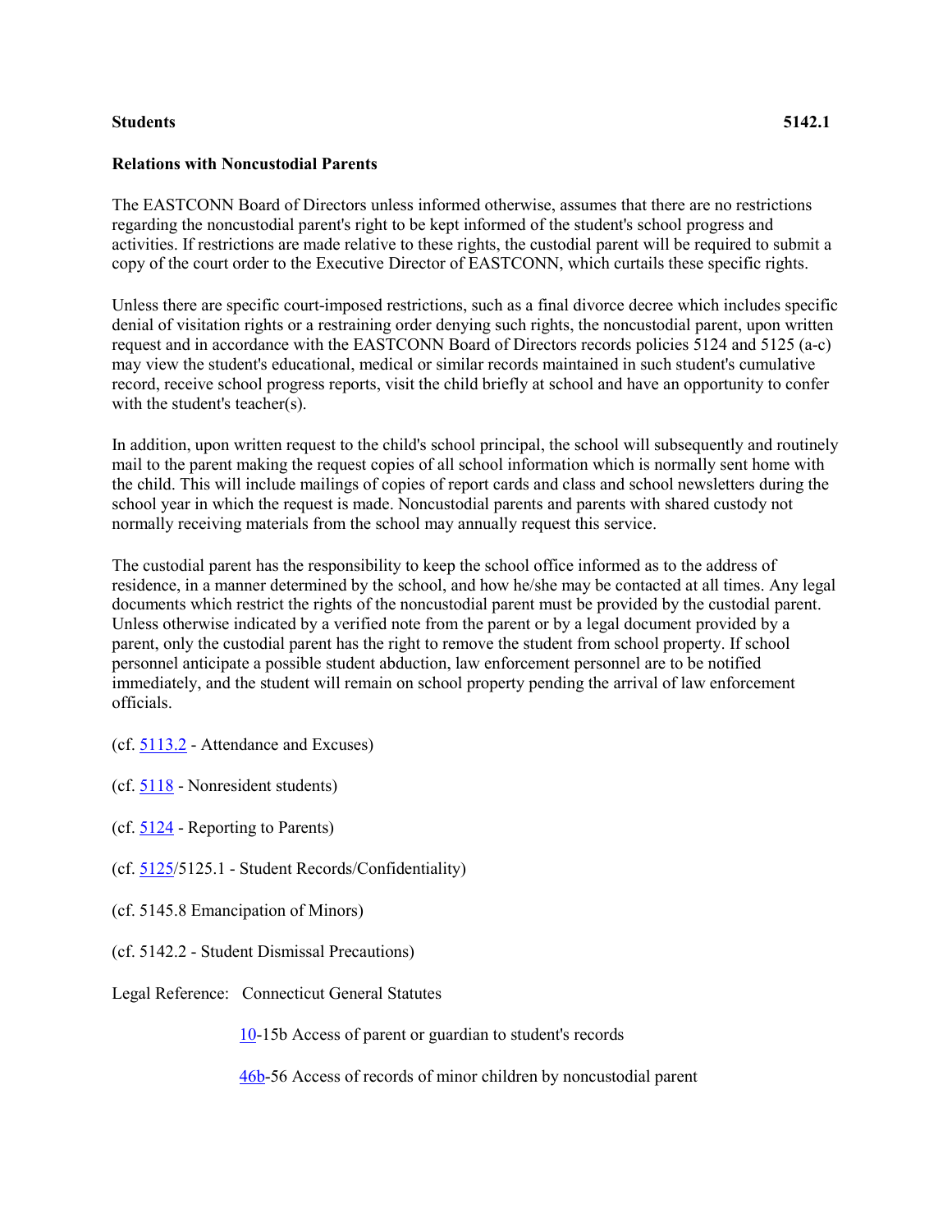**Students** **5142.1**

**Relations with Noncustodial Parents**

The EASTCONN Board of Directors unless informed otherwise, assumes that there are no restrictions regarding the noncustodial parent's right to be kept informed of the student's school progress and activities. If restrictions are made relative to these rights, the custodial parent will be required to submit a copy of the court order to the Executive Director of EASTCONN, which curtails these specific rights.

Unless there are specific court-imposed restrictions, such as a final divorce decree which includes specific denial of visitation rights or a restraining order denying such rights, the noncustodial parent, upon written request and in accordance with the EASTCONN Board of Directors records policies 5124 and 5125 (a-c) may view the student's educational, medical or similar records maintained in such student's cumulative record, receive school progress reports, visit the child briefly at school and have an opportunity to confer with the student's teacher(s).

In addition, upon written request to the child's school principal, the school will subsequently and routinely mail to the parent making the request copies of all school information which is normally sent home with the child. This will include mailings of copies of report cards and class and school newsletters during the school year in which the request is made. Noncustodial parents and parents with shared custody not normally receiving materials from the school may annually request this service.

The custodial parent has the responsibility to keep the school office informed as to the address of residence, in a manner determined by the school, and how he/she may be contacted at all times. Any legal documents which restrict the rights of the noncustodial parent must be provided by the custodial parent. Unless otherwise indicated by a verified note from the parent or by a legal document provided by a parent, only the custodial parent has the right to remove the student from school property. If school personnel anticipate a possible student abduction, law enforcement personnel are to be notified immediately, and the student will remain on school property pending the arrival of law enforcement officials.

(cf. 5113.2 - Attendance and Excuses)

(cf. 5118 - Nonresident students)

(cf. 5124 - Reporting to Parents)

(cf. 5125/5125.1 - Student Records/Confidentiality)

(cf. 5145.8 Emancipation of Minors)

(cf. 5142.2 - Student Dismissal Precautions)

Legal Reference: Connecticut General Statutes

10-15b Access of parent or guardian to student's records

46b-56 Access of records of minor children by noncustodial parent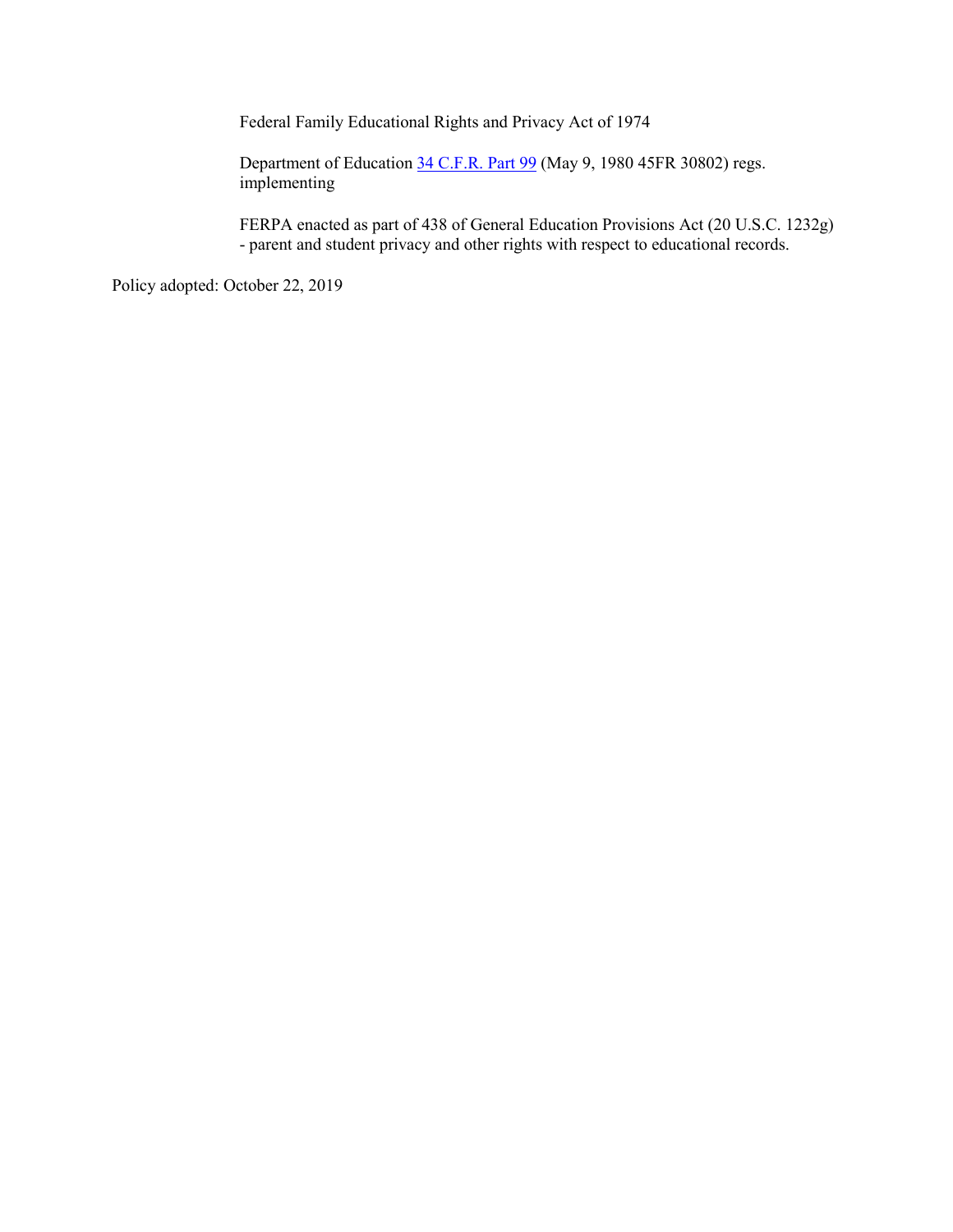Federal Family Educational Rights and Privacy Act of 1974

Department of Education 34 C.F.R. Part 99 (May 9, 1980 45FR 30802) regs. implementing

FERPA enacted as part of 438 of General Education Provisions Act (20 U.S.C. 1232g) - parent and student privacy and other rights with respect to educational records.

Policy adopted: October 22, 2019